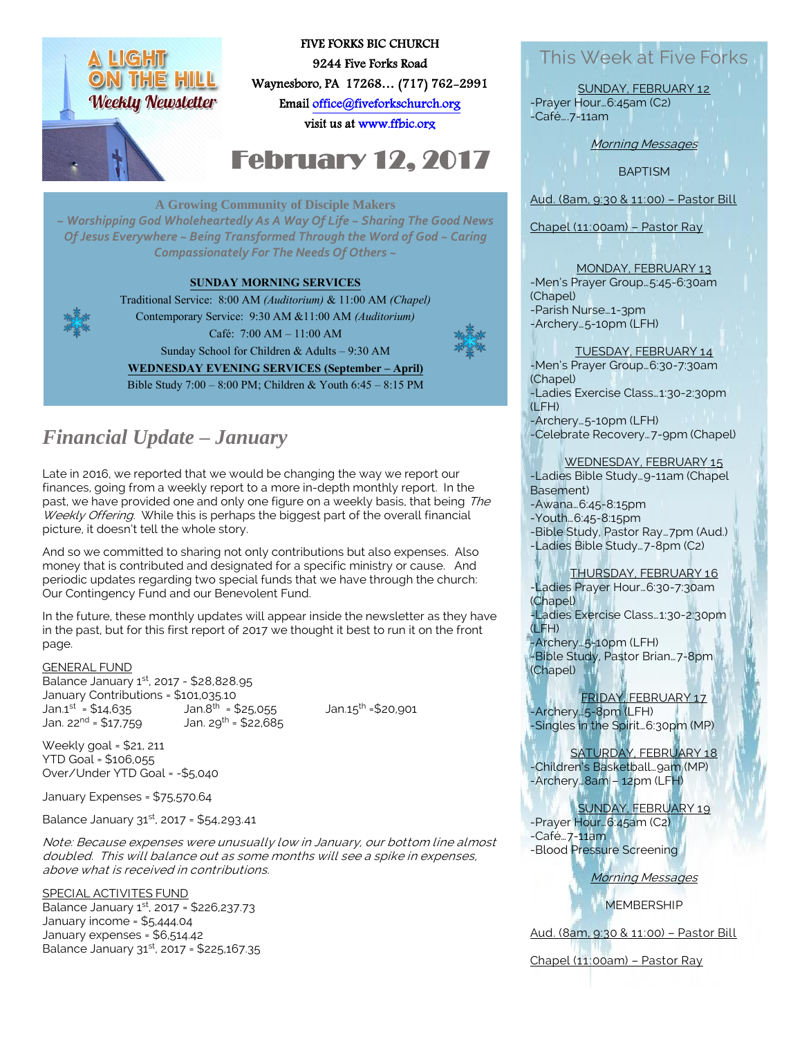A LIGHT ON THE HILL
Weekly Newsletter

FIVE FORKS BIC CHURCH
9244 Five Forks Road
Waynesboro, PA 17268… (717) 762-2991
Email office@fiveforkschurch.org
visit us at www.ffbic.org

# February 12, 2017

**A Growing Community of Disciple Makers**

*~ Worshipping God Wholeheartedly As A Way Of Life ~ Sharing The Good News Of Jesus Everywhere ~ Being Transformed Through the Word of God ~ Caring Compassionately For The Needs Of Others ~*

**SUNDAY MORNING SERVICES**

Traditional Service: 8:00 AM *(Auditorium)* & 11:00 AM *(Chapel)*
Contemporary Service: 9:30 AM &11:00 AM *(Auditorium)*
Café: 7:00 AM – 11:00 AM
Sunday School for Children & Adults – 9:30 AM

**WEDNESDAY EVENING SERVICES (September – April)**
Bible Study 7:00 – 8:00 PM; Children & Youth 6:45 – 8:15 PM

## *Financial Update – January*

Late in 2016, we reported that we would be changing the way we report our finances, going from a weekly report to a more in-depth monthly report. In the past, we have provided one and only one figure on a weekly basis, that being *The Weekly Offering*. While this is perhaps the biggest part of the overall financial picture, it doesn't tell the whole story.

And so we committed to sharing not only contributions but also expenses. Also money that is contributed and designated for a specific ministry or cause. And periodic updates regarding two special funds that we have through the church: Our Contingency Fund and our Benevolent Fund.

In the future, these monthly updates will appear inside the newsletter as they have in the past, but for this first report of 2017 we thought it best to run it on the front page.

GENERAL FUND
Balance January 1st, 2017 - $28,828.95
January Contributions = $101,035.10
Jan.1st = $14,635 Jan.8th = $25,055 Jan.15th =$20,901
Jan. 22nd = $17,759 Jan. 29th = $22,685

Weekly goal = $21, 211
YTD Goal = $106,055
Over/Under YTD Goal = -$5,040

January Expenses = $75,570.64

Balance January 31st, 2017 = $54,293.41

*Note: Because expenses were unusually low in January, our bottom line almost doubled. This will balance out as some months will see a spike in expenses, above what is received in contributions.*

SPECIAL ACTIVITES FUND
Balance January 1st, 2017 = $226,237.73
January income = $5,444.04
January expenses = $6,514.42
Balance January 31st, 2017 = $225,167.35

## This Week at Five Forks

SUNDAY, FEBRUARY 12
-Prayer Hour…6:45am (C2)
-Café….7-11am

*Morning Messages*

BAPTISM

Aud. (8am, 9:30 & 11:00) – Pastor Bill

Chapel (11:00am) – Pastor Ray

MONDAY, FEBRUARY 13
-Men's Prayer Group…5:45-6:30am (Chapel)
-Parish Nurse…1-3pm
-Archery…5-10pm (LFH)

TUESDAY, FEBRUARY 14
-Men's Prayer Group…6:30-7:30am (Chapel)
-Ladies Exercise Class…1:30-2:30pm (LFH)
-Archery…5-10pm (LFH)
-Celebrate Recovery…7-9pm (Chapel)

WEDNESDAY, FEBRUARY 15
-Ladies Bible Study…9-11am (Chapel Basement)
-Awana…6:45-8:15pm
-Youth…6:45-8:15pm
-Bible Study, Pastor Ray…7pm (Aud.)
-Ladies Bible Study…7-8pm (C2)

THURSDAY, FEBRUARY 16
-Ladies Prayer Hour…6:30-7:30am (Chapel)
-Ladies Exercise Class…1:30-2:30pm (LFH)
-Archery…5-10pm (LFH)
-Bible Study, Pastor Brian…7-8pm (Chapel)

FRIDAY, FEBRUARY 17
-Archery…5-8pm (LFH)
-Singles in the Spirit…6:30pm (MP)

SATURDAY, FEBRUARY 18
-Children's Basketball…9am (MP)
-Archery…8am – 12pm (LFH)

SUNDAY, FEBRUARY 19
-Prayer Hour…6:45am (C2)
-Café…7-11am
-Blood Pressure Screening

*Morning Messages*

MEMBERSHIP

Aud. (8am, 9:30 & 11:00) – Pastor Bill

Chapel (11:00am) – Pastor Ray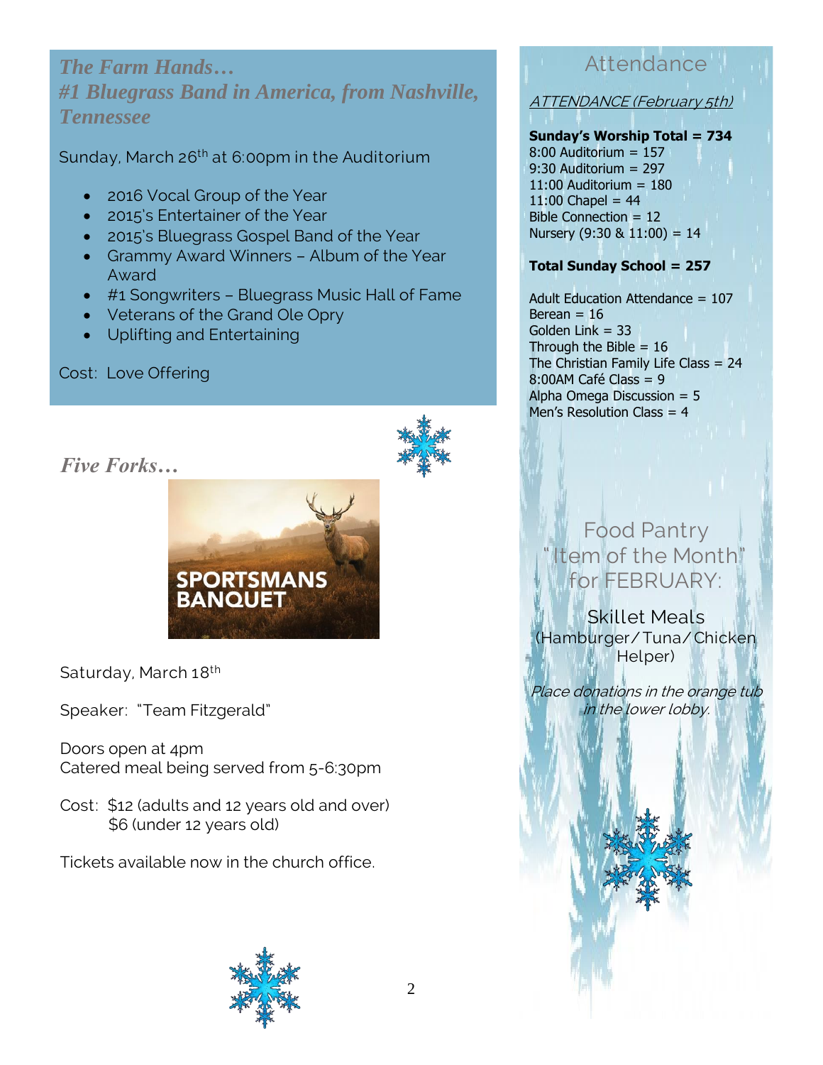## *The Farm Hands… #1 Bluegrass Band in America, from Nashville, Tennessee*

Sunday, March 26th at 6:00pm in the Auditorium

- 2016 Vocal Group of the Year
- 2015's Entertainer of the Year
- 2015's Bluegrass Gospel Band of the Year
- Grammy Award Winners – Album of the Year Award
- #1 Songwriters – Bluegrass Music Hall of Fame
- Veterans of the Grand Ole Opry
- Uplifting and Entertaining

Cost: Love Offering

## *Five Forks…*

SPORTSMANS BANQUET

Saturday, March 18th

Speaker: "Team Fitzgerald"

Doors open at 4pm
Catered meal being served from 5-6:30pm

Cost: $12 (adults and 12 years old and over)
$6 (under 12 years old)

Tickets available now in the church office.

## Attendance

*ATTENDANCE (February 5th)*

**Sunday's Worship Total = 734**
8:00 Auditorium = 157
9:30 Auditorium = 297
11:00 Auditorium = 180
11:00 Chapel = 44
Bible Connection = 12
Nursery (9:30 & 11:00) = 14

**Total Sunday School = 257**

Adult Education Attendance = 107
Berean = 16
Golden Link = 33
Through the Bible = 16
The Christian Family Life Class = 24
8:00AM Café Class = 9
Alpha Omega Discussion = 5
Men's Resolution Class = 4

## Food Pantry "Item of the Month" for FEBRUARY:

Skillet Meals
(Hamburger/Tuna/Chicken Helper)

*Place donations in the orange tub in the lower lobby.*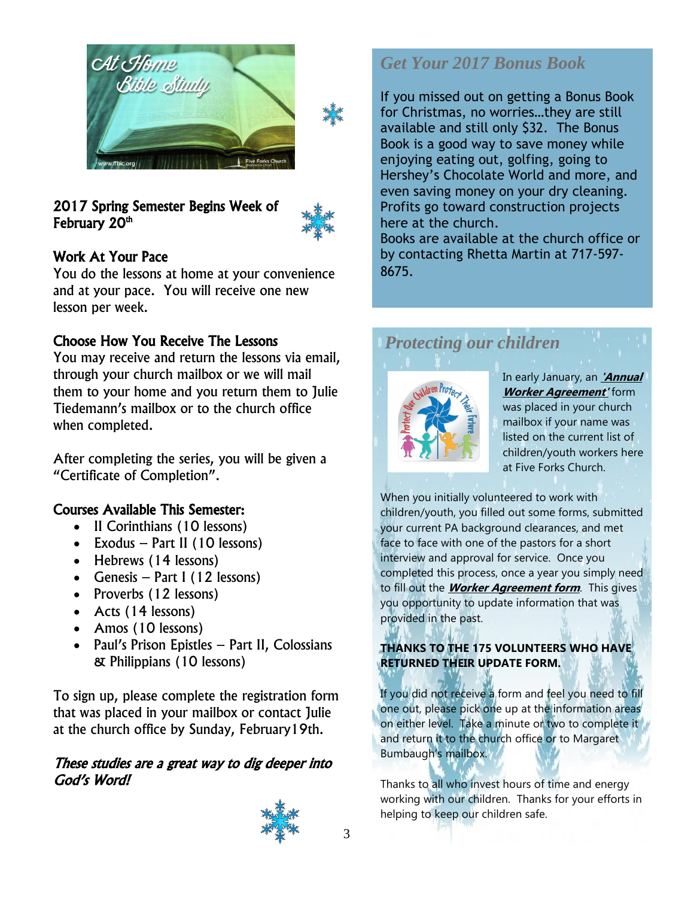## 2017 Spring Semester Begins Week of February 20th

### Work At Your Pace

You do the lessons at home at your convenience and at your pace. You will receive one new lesson per week.

### Choose How You Receive The Lessons

You may receive and return the lessons via email, through your church mailbox or we will mail them to your home and you return them to Julie Tiedemann's mailbox or to the church office when completed.

After completing the series, you will be given a "Certificate of Completion".

### Courses Available This Semester:

- II Corinthians (10 lessons)
- Exodus – Part II (10 lessons)
- Hebrews (14 lessons)
- Genesis – Part I (12 lessons)
- Proverbs (12 lessons)
- Acts (14 lessons)
- Amos (10 lessons)
- Paul's Prison Epistles – Part II, Colossians & Philippians (10 lessons)

To sign up, please complete the registration form that was placed in your mailbox or contact Julie at the church office by Sunday, February19th.

***These studies are a great way to dig deeper into God's Word!***

## *Get Your 2017 Bonus Book*

If you missed out on getting a Bonus Book for Christmas, no worries…they are still available and still only $32. The Bonus Book is a good way to save money while enjoying eating out, golfing, going to Hershey's Chocolate World and more, and even saving money on your dry cleaning. Profits go toward construction projects here at the church.
Books are available at the church office or by contacting Rhetta Martin at 717-597-8675.

## *Protecting our children*

In early January, an ***'Annual Worker Agreement'*** form was placed in your church mailbox if your name was listed on the current list of children/youth workers here at Five Forks Church.

When you initially volunteered to work with children/youth, you filled out some forms, submitted your current PA background clearances, and met face to face with one of the pastors for a short interview and approval for service. Once you completed this process, once a year you simply need to fill out the ***Worker Agreement form***. This gives you opportunity to update information that was provided in the past.

**THANKS TO THE 175 VOLUNTEERS WHO HAVE RETURNED THEIR UPDATE FORM.**

If you did not receive a form and feel you need to fill one out, please pick one up at the information areas on either level. Take a minute or two to complete it and return it to the church office or to Margaret Bumbaugh's mailbox.

Thanks to all who invest hours of time and energy working with our children. Thanks for your efforts in helping to keep our children safe.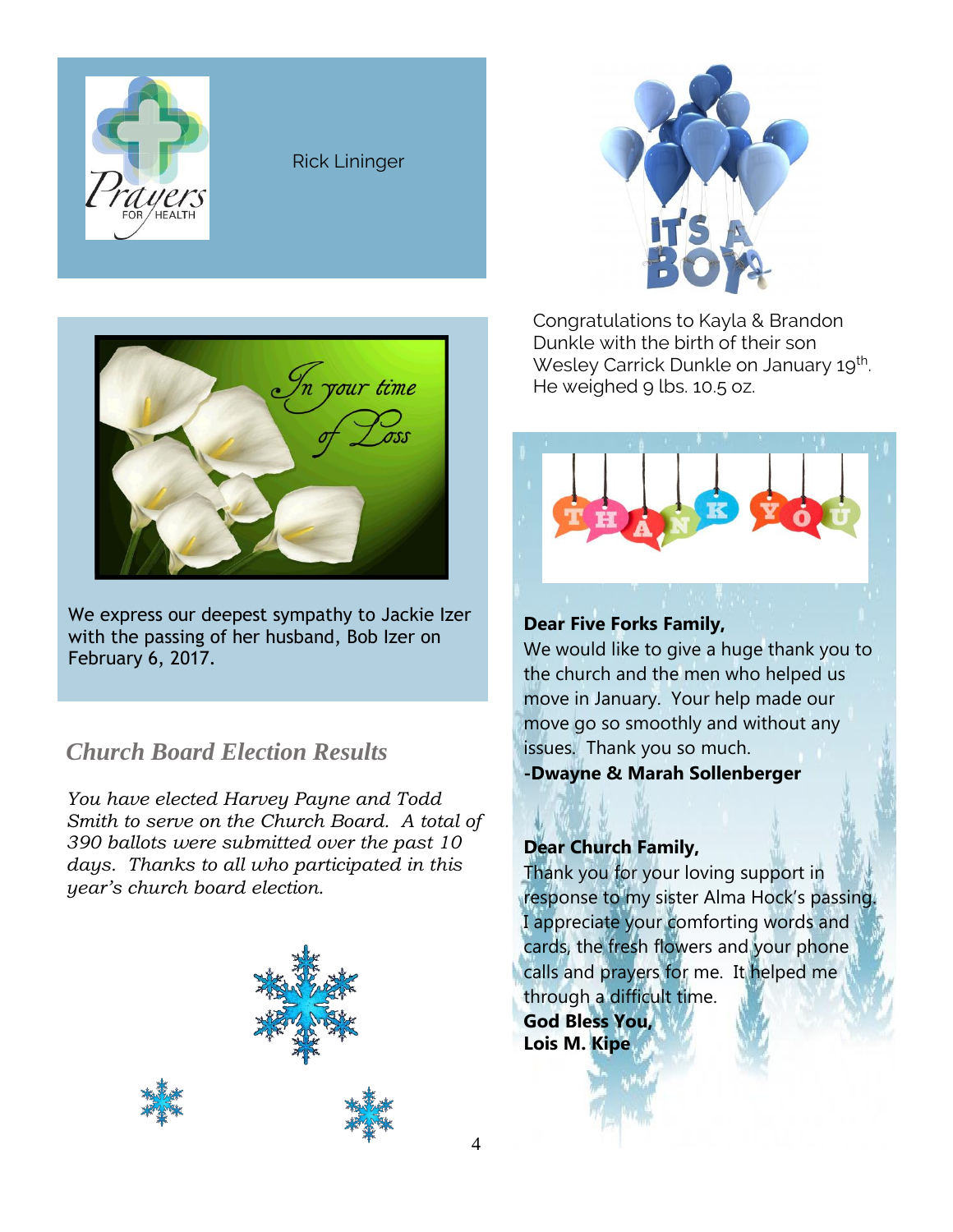Prayers for Health

Rick Lininger

In your time of Loss

We express our deepest sympathy to Jackie Izer with the passing of her husband, Bob Izer on February 6, 2017.

## *Church Board Election Results*

*You have elected Harvey Payne and Todd Smith to serve on the Church Board. A total of 390 ballots were submitted over the past 10 days. Thanks to all who participated in this year's church board election.*

IT'S A BOY

Congratulations to Kayla & Brandon Dunkle with the birth of their son Wesley Carrick Dunkle on January 19th. He weighed 9 lbs. 10.5 oz.

THANK YOU

**Dear Five Forks Family,**
We would like to give a huge thank you to the church and the men who helped us move in January. Your help made our move go so smoothly and without any issues. Thank you so much.
**-Dwayne & Marah Sollenberger**

**Dear Church Family,**
Thank you for your loving support in response to my sister Alma Hock's passing. I appreciate your comforting words and cards, the fresh flowers and your phone calls and prayers for me. It helped me through a difficult time.
**God Bless You,**
**Lois M. Kipe**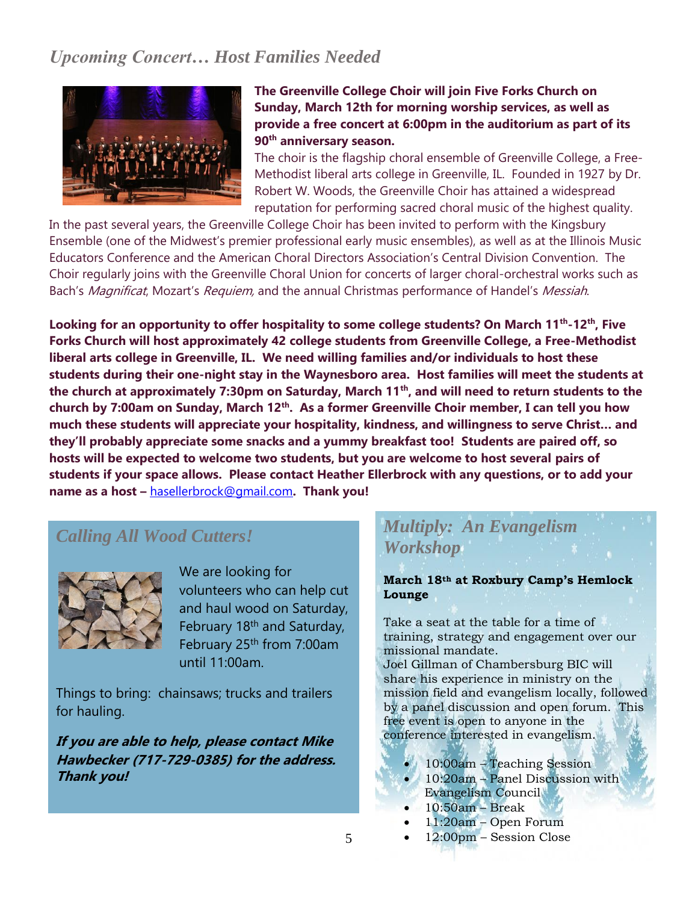## *Upcoming Concert… Host Families Needed*

**The Greenville College Choir will join Five Forks Church on Sunday, March 12th for morning worship services, as well as provide a free concert at 6:00pm in the auditorium as part of its 90th anniversary season.**

The choir is the flagship choral ensemble of Greenville College, a Free-Methodist liberal arts college in Greenville, IL. Founded in 1927 by Dr. Robert W. Woods, the Greenville Choir has attained a widespread reputation for performing sacred choral music of the highest quality. In the past several years, the Greenville College Choir has been invited to perform with the Kingsbury Ensemble (one of the Midwest's premier professional early music ensembles), as well as at the Illinois Music Educators Conference and the American Choral Directors Association's Central Division Convention. The Choir regularly joins with the Greenville Choral Union for concerts of larger choral-orchestral works such as Bach's *Magnificat*, Mozart's *Requiem*, and the annual Christmas performance of Handel's *Messiah*.

**Looking for an opportunity to offer hospitality to some college students? On March 11th-12th, Five Forks Church will host approximately 42 college students from Greenville College, a Free-Methodist liberal arts college in Greenville, IL. We need willing families and/or individuals to host these students during their one-night stay in the Waynesboro area. Host families will meet the students at the church at approximately 7:30pm on Saturday, March 11th, and will need to return students to the church by 7:00am on Sunday, March 12th. As a former Greenville Choir member, I can tell you how much these students will appreciate your hospitality, kindness, and willingness to serve Christ… and they'll probably appreciate some snacks and a yummy breakfast too! Students are paired off, so hosts will be expected to welcome two students, but you are welcome to host several pairs of students if your space allows. Please contact Heather Ellerbrock with any questions, or to add your name as a host – hasellerbrock@gmail.com. Thank you!**

## *Calling All Wood Cutters!*

We are looking for volunteers who can help cut and haul wood on Saturday, February 18th and Saturday, February 25th from 7:00am until 11:00am.

Things to bring: chainsaws; trucks and trailers for hauling.

***If you are able to help, please contact Mike Hawbecker (717-729-0385) for the address. Thank you!***

## *Multiply: An Evangelism Workshop*

**March 18th at Roxbury Camp's Hemlock Lounge**

Take a seat at the table for a time of training, strategy and engagement over our missional mandate.
Joel Gillman of Chambersburg BIC will share his experience in ministry on the mission field and evangelism locally, followed by a panel discussion and open forum. This free event is open to anyone in the conference interested in evangelism.

- 10:00am – Teaching Session
- 10:20am – Panel Discussion with Evangelism Council
- 10:50am – Break
- 11:20am – Open Forum
- 12:00pm – Session Close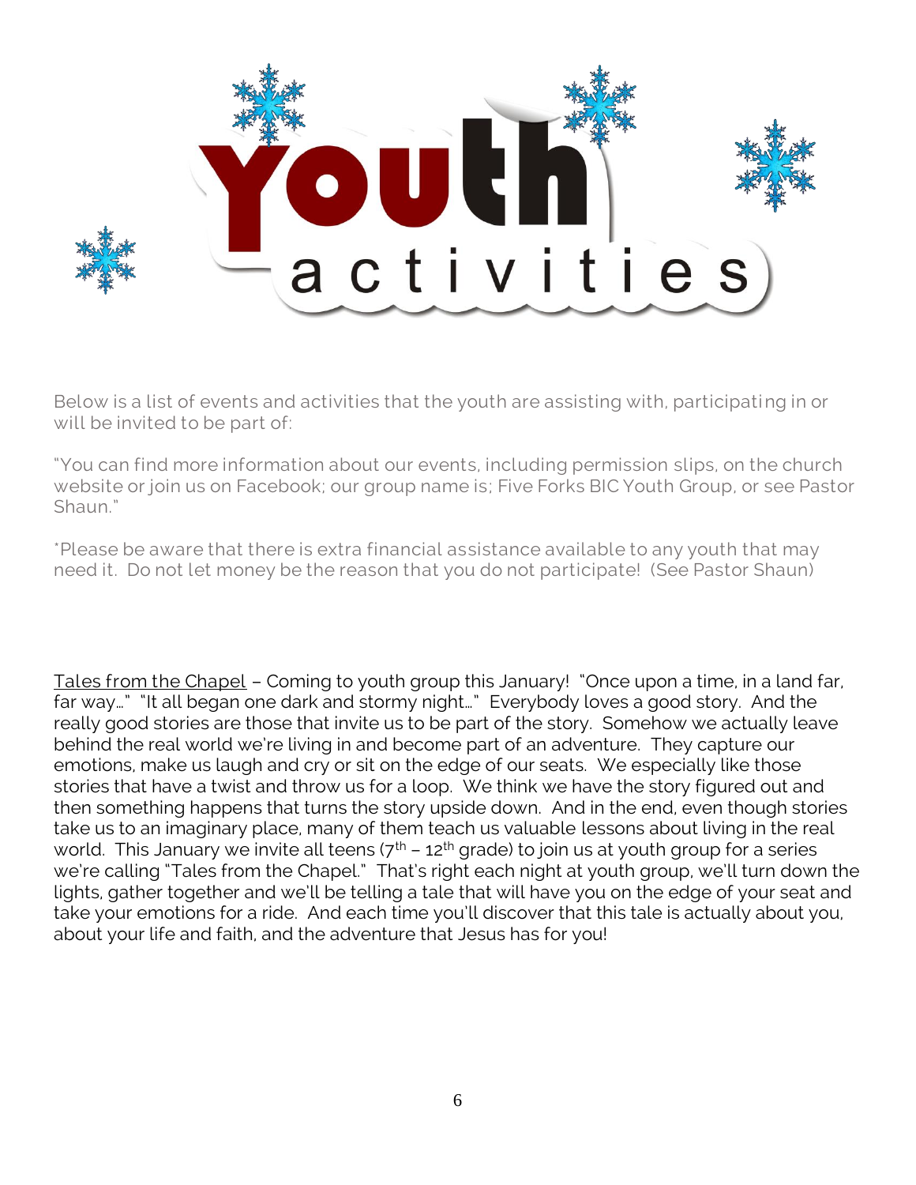# Youth activities

Below is a list of events and activities that the youth are assisting with, participating in or will be invited to be part of:

"You can find more information about our events, including permission slips, on the church website or join us on Facebook; our group name is; Five Forks BIC Youth Group, or see Pastor Shaun."

*Please be aware that there is extra financial assistance available to any youth that may need it. Do not let money be the reason that you do not participate! (See Pastor Shaun)

Tales from the Chapel – Coming to youth group this January! "Once upon a time, in a land far, far way…" "It all began one dark and stormy night…" Everybody loves a good story. And the really good stories are those that invite us to be part of the story. Somehow we actually leave behind the real world we're living in and become part of an adventure. They capture our emotions, make us laugh and cry or sit on the edge of our seats. We especially like those stories that have a twist and throw us for a loop. We think we have the story figured out and then something happens that turns the story upside down. And in the end, even though stories take us to an imaginary place, many of them teach us valuable lessons about living in the real world. This January we invite all teens (7th – 12th grade) to join us at youth group for a series we're calling "Tales from the Chapel." That's right each night at youth group, we'll turn down the lights, gather together and we'll be telling a tale that will have you on the edge of your seat and take your emotions for a ride. And each time you'll discover that this tale is actually about you, about your life and faith, and the adventure that Jesus has for you!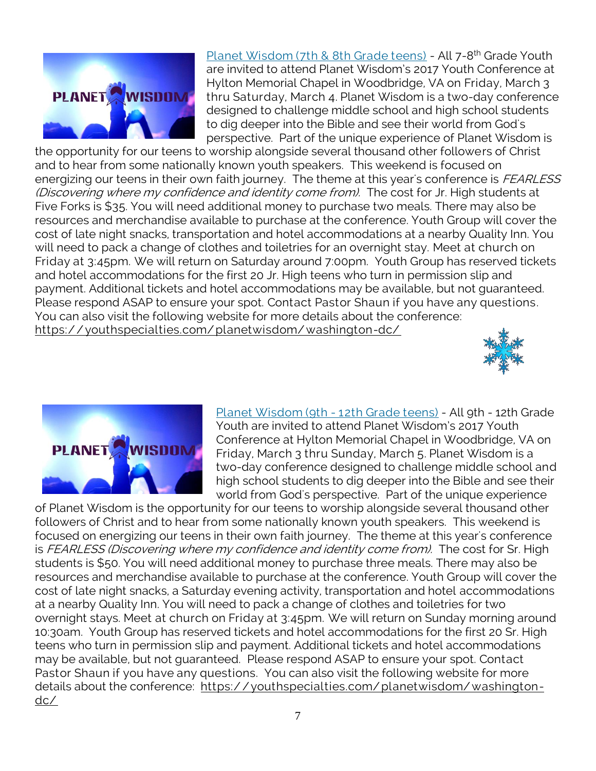[Planet Wisdom (7th & 8th Grade teens)](https://youthspecialties.com/planetwisdom/washington-dc/) - All 7-8th Grade Youth are invited to attend Planet Wisdom's 2017 Youth Conference at Hylton Memorial Chapel in Woodbridge, VA on Friday, March 3 thru Saturday, March 4. Planet Wisdom is a two-day conference designed to challenge middle school and high school students to dig deeper into the Bible and see their world from God's perspective. Part of the unique experience of Planet Wisdom is the opportunity for our teens to worship alongside several thousand other followers of Christ and to hear from some nationally known youth speakers. This weekend is focused on energizing our teens in their own faith journey. The theme at this year's conference is *FEARLESS (Discovering where my confidence and identity come from).* The cost for Jr. High students at Five Forks is $35. You will need additional money to purchase two meals. There may also be resources and merchandise available to purchase at the conference. Youth Group will cover the cost of late night snacks, transportation and hotel accommodations at a nearby Quality Inn. You will need to pack a change of clothes and toiletries for an overnight stay. Meet at church on Friday at 3:45pm. We will return on Saturday around 7:00pm. Youth Group has reserved tickets and hotel accommodations for the first 20 Jr. High teens who turn in permission slip and payment. Additional tickets and hotel accommodations may be available, but not guaranteed. Please respond ASAP to ensure your spot. Contact Pastor Shaun if you have any questions. You can also visit the following website for more details about the conference: https://youthspecialties.com/planetwisdom/washington-dc/

[Planet Wisdom (9th - 12th Grade teens)](https://youthspecialties.com/planetwisdom/washington-dc/) - All 9th - 12th Grade Youth are invited to attend Planet Wisdom's 2017 Youth Conference at Hylton Memorial Chapel in Woodbridge, VA on Friday, March 3 thru Sunday, March 5. Planet Wisdom is a two-day conference designed to challenge middle school and high school students to dig deeper into the Bible and see their world from God's perspective. Part of the unique experience of Planet Wisdom is the opportunity for our teens to worship alongside several thousand other followers of Christ and to hear from some nationally known youth speakers. This weekend is focused on energizing our teens in their own faith journey. The theme at this year's conference is *FEARLESS (Discovering where my confidence and identity come from).* The cost for Sr. High students is $50. You will need additional money to purchase three meals. There may also be resources and merchandise available to purchase at the conference. Youth Group will cover the cost of late night snacks, a Saturday evening activity, transportation and hotel accommodations at a nearby Quality Inn. You will need to pack a change of clothes and toiletries for two overnight stays. Meet at church on Friday at 3:45pm. We will return on Sunday morning around 10:30am. Youth Group has reserved tickets and hotel accommodations for the first 20 Sr. High teens who turn in permission slip and payment. Additional tickets and hotel accommodations may be available, but not guaranteed. Please respond ASAP to ensure your spot. Contact Pastor Shaun if you have any questions. You can also visit the following website for more details about the conference: https://youthspecialties.com/planetwisdom/washington-dc/